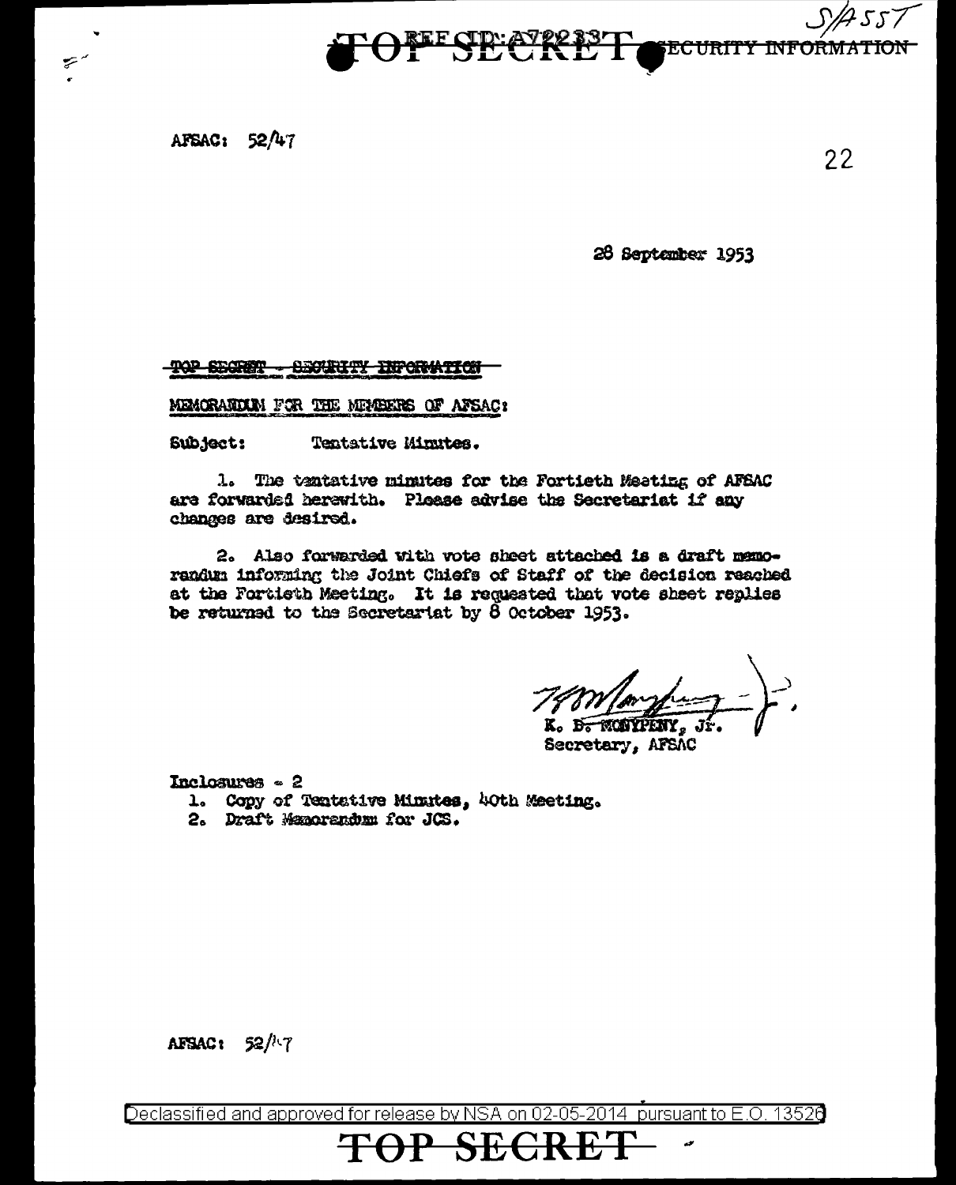TOP SECRET - SECURITY INFORMATION

REF ID:A72233

S/A557

AFSAC: 52/47

22

28 September 1953

TOP SECRET - SECURITY INFORMATION

MEMORANDUM FOR THE MEMBERS OF AFSAC:

Subject: Tentative Minutes.

1. The tentative minutes for the Fortieth Meeting of AFSAC are forwarded herewith. Please advise the Secretariat if any changes are desired.

2. Also forwarded with vote sheet attached is a draft memorandum informing the Joint Chiefs of Staff of the decision reached at the Fortieth Meeting. It is requested that vote sheet replies be returned to the Secretariat by 8 October 1953.

K. B. MONYPENY, Jr.
Secretary, AFSAC

Inclosures - 2
1. Copy of Tentative Minutes, 40th Meeting.
2. Draft Memorandum for JCS.

AFSAC: 52/47

Declassified and approved for release by NSA on 02-05-2014 pursuant to E.O. 13526

TOP SECRET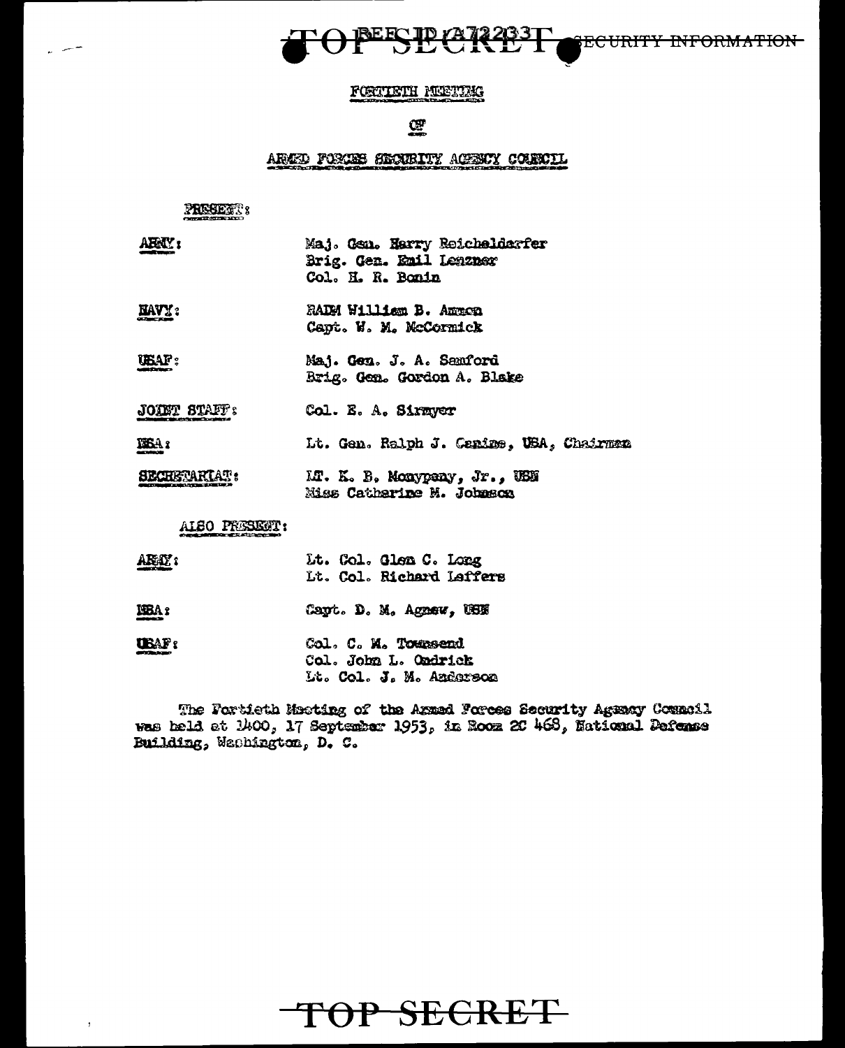TOP SECRET SECURITY INFORMATION

REF ID:A72233

# FORTIETH MEETING

## OF

## ARMED FORCES SECURITY AGENCY COUNCIL

PRESENT:

| | |
|---|---|
| ARMY: | Maj. Gen. Harry Reichelderfer<br>Brig. Gen. Emil Lenzner<br>Col. H. R. Bonin |
| NAVY: | RADM William B. Ammon<br>Capt. W. M. McCormick |
| USAF: | Maj. Gen. J. A. Samford<br>Brig. Gen. Gordon A. Blake |
| JOINT STAFF: | Col. E. A. Sirmyer |
| NSA: | Lt. Gen. Ralph J. Canine, USA, Chairman |
| SECRETARIAT: | LT. K. B. Monypeny, Jr., USN<br>Miss Catharine M. Johnson |

ALSO PRESENT:

| | |
|---|---|
| ARMY: | Lt. Col. Glen C. Long<br>Lt. Col. Richard Leffers |
| NSA: | Capt. D. M. Agnew, USN |
| USAF: | Col. C. M. Townsend<br>Col. John L. Ondrick<br>Lt. Col. J. M. Anderson |

The Fortieth Meeting of the Armed Forces Security Agency Council was held at 1400, 17 September 1953, in Room 2C 468, National Defense Building, Washington, D. C.

TOP SECRET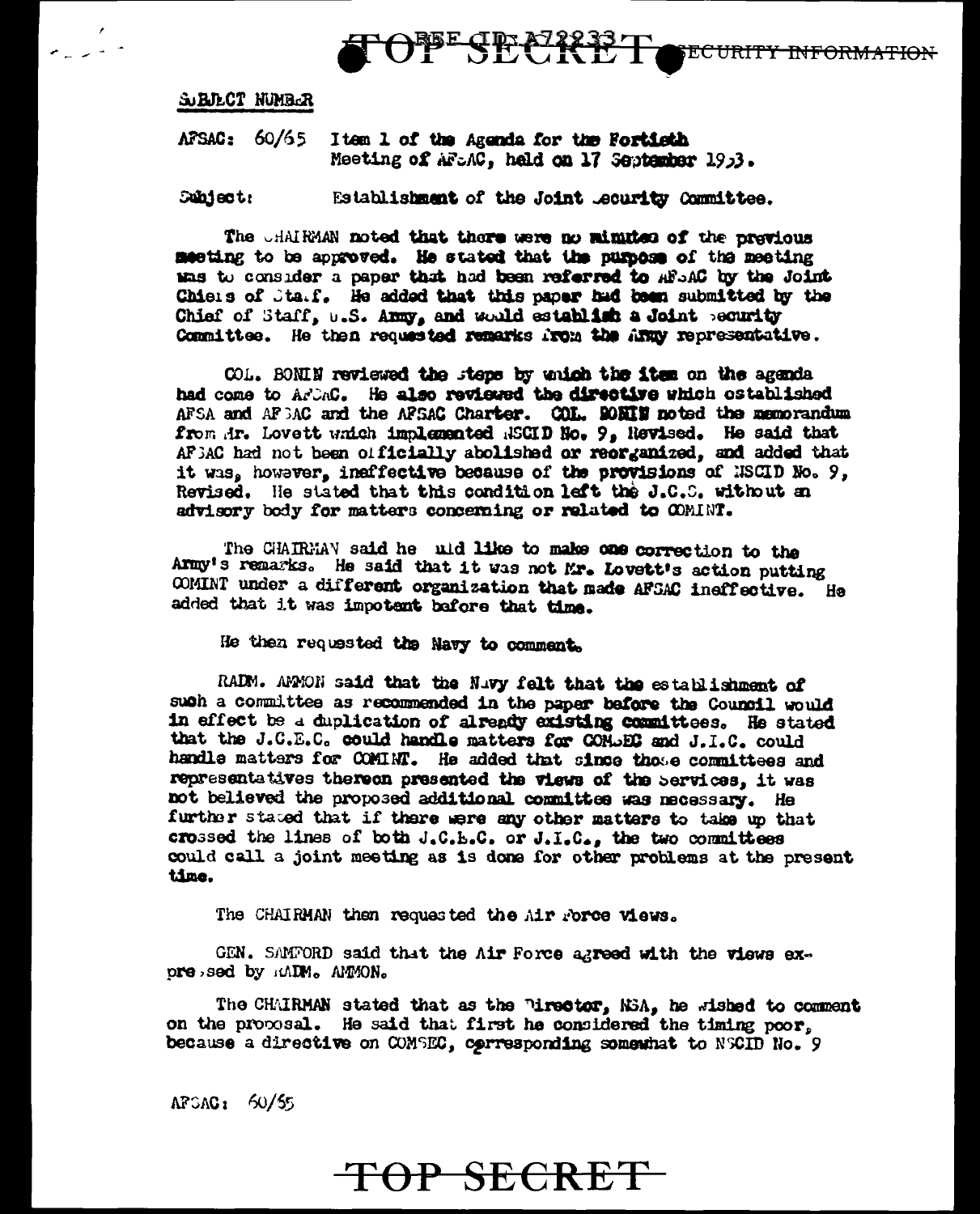SUBJECT NUMBER

AFSAC: 60/65 Item 1 of the Agenda for the Fortieth Meeting of AFSAC, held on 17 September 1953.

Subject: Establishment of the Joint Security Committee.

The CHAIRMAN noted that there were no minutes of the previous meeting to be approved. He stated that the purpose of the meeting was to consider a paper that had been referred to AFSAC by the Joint Chiefs of Staff. He added that this paper had been submitted by the Chief of Staff, U.S. Army, and would establish a Joint Security Committee. He then requested remarks from the Army representative.

COL. BONIN reviewed the steps by which the item on the agenda had come to AFSAC. He also reviewed the directive which established AFSA and AFSAC and the AFSAC Charter. COL. BONIN noted the memorandum from Mr. Lovett which implemented NSCID No. 9, Revised. He said that AFSAC had not been officially abolished or reorganized, and added that it was, however, ineffective because of the provisions of NSCID No. 9, Revised. He stated that this condition left the J.C.S. without an advisory body for matters concerning or related to COMINT.

The CHAIRMAN said he would like to make one correction to the Army's remarks. He said that it was not Mr. Lovett's action putting COMINT under a different organization that made AFSAC ineffective. He added that it was impotent before that time.

He then requested the Navy to comment.

RADM. AMMON said that the Navy felt that the establishment of such a committee as recommended in the paper before the Council would in effect be a duplication of already existing committees. He stated that the J.C.E.C. could handle matters for COMSEC and J.I.C. could handle matters for COMINT. He added that since those committees and representatives thereon presented the views of the Services, it was not believed the proposed additional committee was necessary. He further stated that if there were any other matters to take up that crossed the lines of both J.C.E.C. or J.I.C., the two committees could call a joint meeting as is done for other problems at the present time.

The CHAIRMAN then requested the Air Force views.

GEN. SAMFORD said that the Air Force agreed with the views expressed by RADM. AMMON.

The CHAIRMAN stated that as the Director, NSA, he wished to comment on the proposal. He said that first he considered the timing poor, because a directive on COMSEC, corresponding somewhat to NSCID No. 9

AFSAC: 60/65

TOP SECRET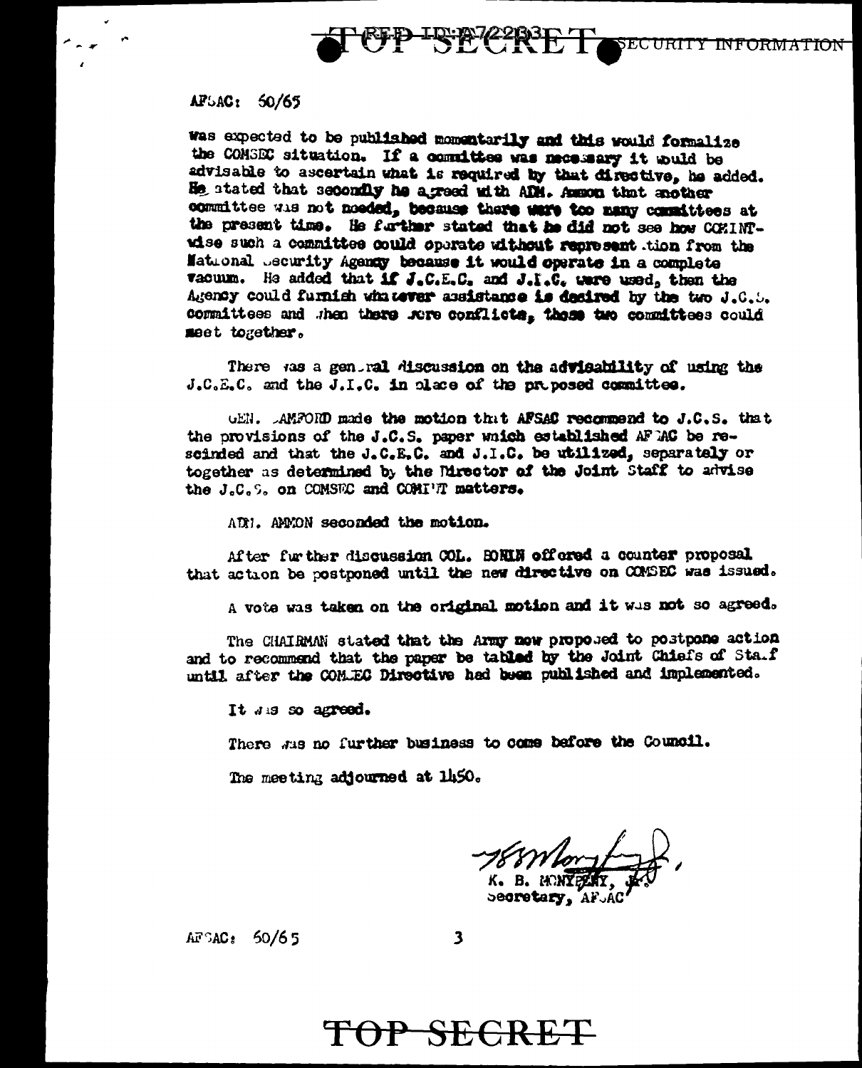TOP SECRET SECURITY INFORMATION

AFSAC: 60/65

was expected to be published momentarily and this would formalize the COMSEC situation. If a committee was necessary it would be advisable to ascertain what is required by that directive, he added. He stated that secondly he agreed with ADM. Ammon that another committee was not needed, because there were too many committees at the present time. He further stated that he did not see how COMINT-wise such a committee could operate without representation from the National Security Agency because it would operate in a complete vacuum. He added that if J.C.E.C. and J.I.C. were used, then the Agency could furnish whatever assistance is desired by the two J.C.S. committees and when there were conflicts, those two committees could meet together.

There was a general discussion on the advisability of using the J.C.E.C. and the J.I.C. in place of the proposed committee.

GEN. CANFORD made the motion that AFSAC recommend to J.C.S. that the provisions of the J.C.S. paper which established AFSAC be rescinded and that the J.C.E.C. and J.I.C. be utilized, separately or together as determined by the Director of the Joint Staff to advise the J.C.S. on COMSEC and COMINT matters.

ADM. AMMON seconded the motion.

After further discussion COL. BONIN offered a counter proposal that action be postponed until the new directive on COMSEC was issued.

A vote was taken on the original motion and it was not so agreed.

The CHAIRMAN stated that the Army now proposed to postpone action and to recommend that the paper be tabled by the Joint Chiefs of Staff until after the COMSEC Directive had been published and implemented.

It was so agreed.

There was no further business to come before the Council.

The meeting adjourned at 1450.

K. B. MONYPENY, Jr.
Secretary, AFSAC

AFSAC: 60/65

TOP SECRET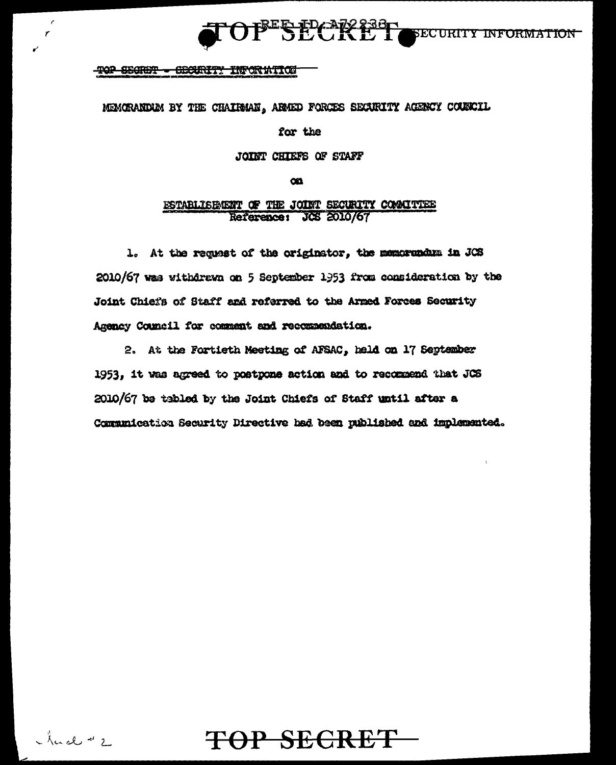TOP SECRET - SECURITY INFORMATION

MEMORANDUM BY THE CHAIRMAN, ARMED FORCES SECURITY AGENCY COUNCIL

for the

JOINT CHIEFS OF STAFF

on

ESTABLISHMENT OF THE JOINT SECURITY COMMITTEE
Reference: JCS 2010/67

1. At the request of the originator, the memorandum in JCS 2010/67 was withdrawn on 5 September 1953 from consideration by the Joint Chiefs of Staff and referred to the Armed Forces Security Agency Council for comment and recommendation.

2. At the Fortieth Meeting of AFSAC, held on 17 September 1953, it was agreed to postpone action and to recommend that JCS 2010/67 be tabled by the Joint Chiefs of Staff until after a Communication Security Directive had been published and implemented.